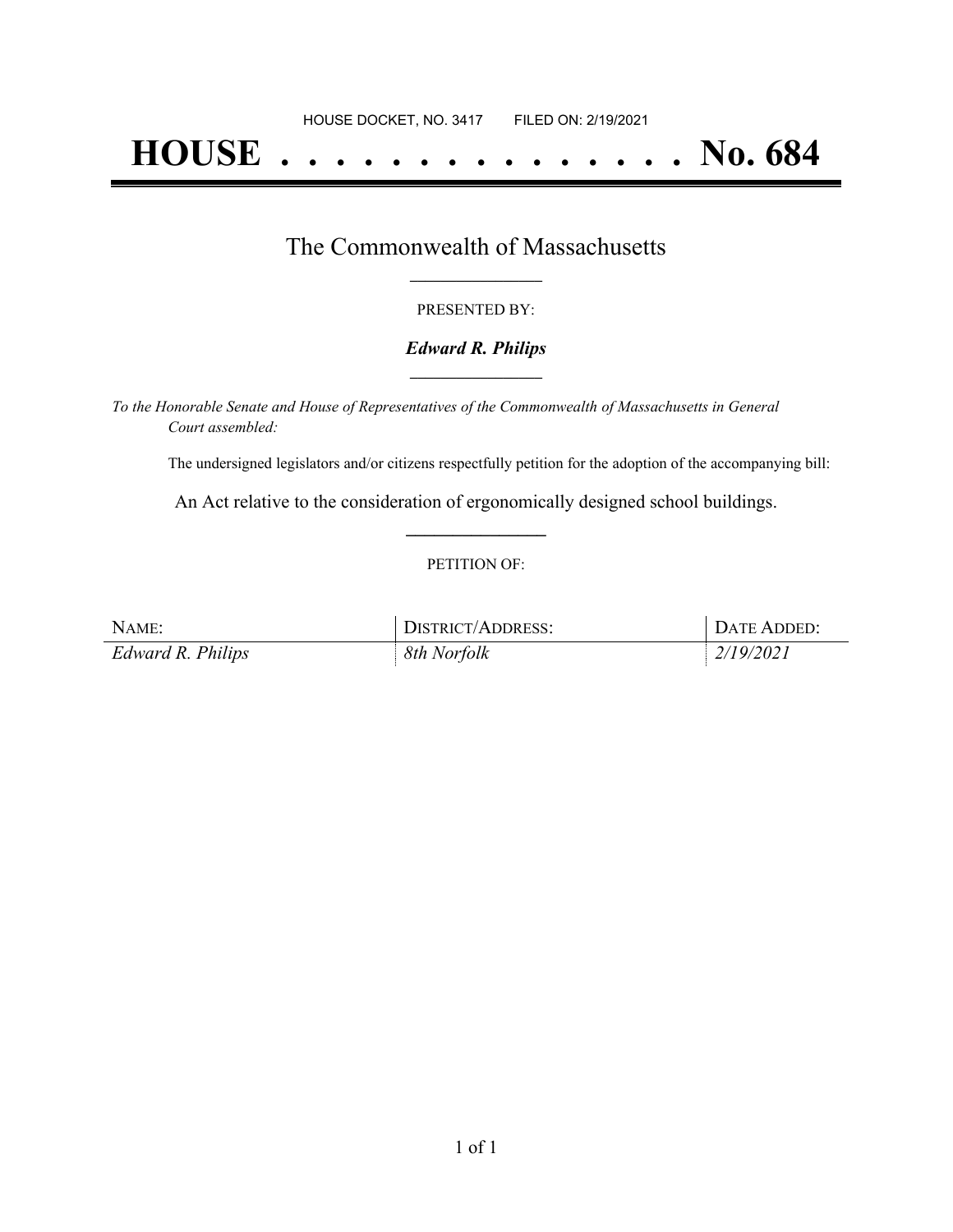HOUSE DOCKET, NO. 3417 FILED ON: 2/19/2021

# HOUSE . . . . . . . . . . . . . . . No. 684

## The Commonwealth of Massachusetts

PRESENTED BY:

***Edward R. Philips***

*To the Honorable Senate and House of Representatives of the Commonwealth of Massachusetts in General Court assembled:*

The undersigned legislators and/or citizens respectfully petition for the adoption of the accompanying bill:

An Act relative to the consideration of ergonomically designed school buildings.

PETITION OF:

| NAME: | DISTRICT/ADDRESS: | DATE ADDED: |
|---|---|---|
| *Edward R. Philips* | *8th Norfolk* | *2/19/2021* |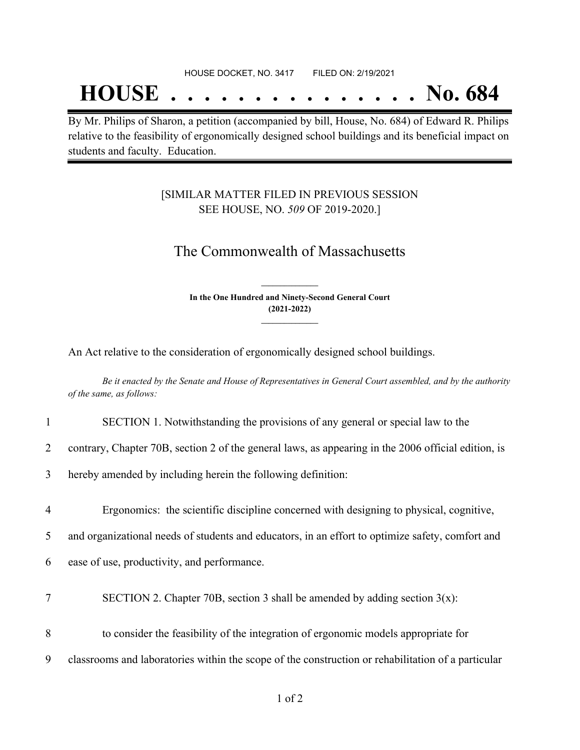HOUSE DOCKET, NO. 3417        FILED ON: 2/19/2021

# HOUSE . . . . . . . . . . . . . . . No. 684

By Mr. Philips of Sharon, a petition (accompanied by bill, House, No. 684) of Edward R. Philips relative to the feasibility of ergonomically designed school buildings and its beneficial impact on students and faculty. Education.

[SIMILAR MATTER FILED IN PREVIOUS SESSION SEE HOUSE, NO. *509* OF 2019-2020.]

## The Commonwealth of Massachusetts

**In the One Hundred and Ninety-Second General Court (2021-2022)**

An Act relative to the consideration of ergonomically designed school buildings.

*Be it enacted by the Senate and House of Representatives in General Court assembled, and by the authority of the same, as follows:*

1 SECTION 1. Notwithstanding the provisions of any general or special law to the
2 contrary, Chapter 70B, section 2 of the general laws, as appearing in the 2006 official edition, is
3 hereby amended by including herein the following definition:

4 Ergonomics: the scientific discipline concerned with designing to physical, cognitive,
5 and organizational needs of students and educators, in an effort to optimize safety, comfort and
6 ease of use, productivity, and performance.

7 SECTION 2. Chapter 70B, section 3 shall be amended by adding section 3(x):

8 to consider the feasibility of the integration of ergonomic models appropriate for
9 classrooms and laboratories within the scope of the construction or rehabilitation of a particular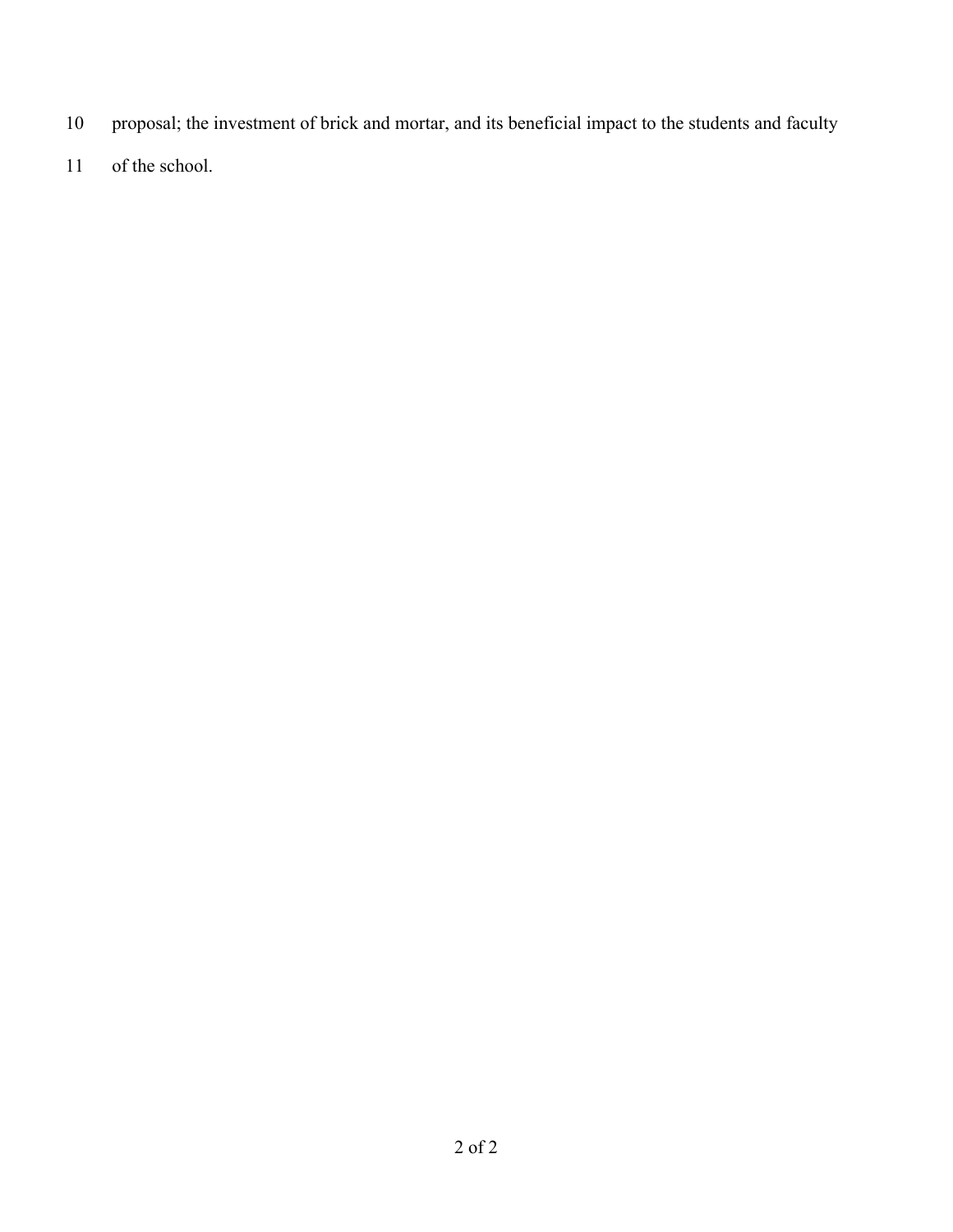10 proposal; the investment of brick and mortar, and its beneficial impact to the students and faculty

11 of the school.